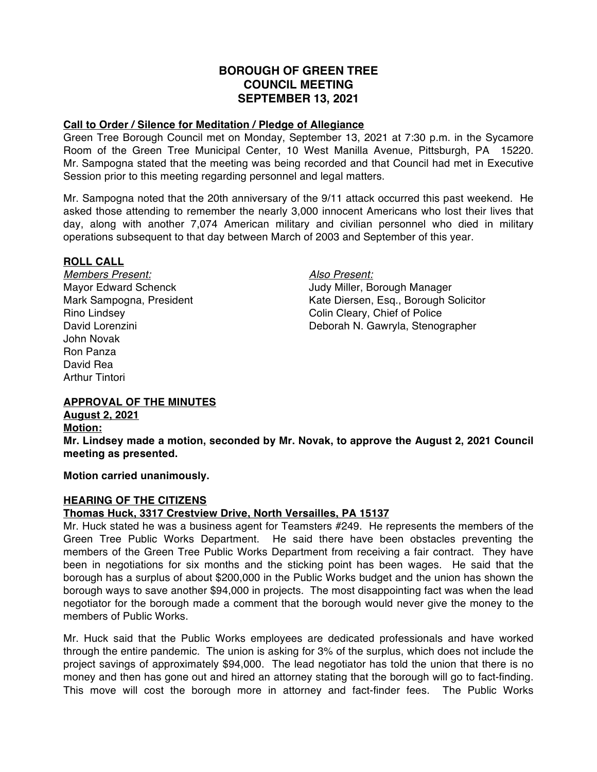# BOROUGH OF GREEN TREE
# COUNCIL MEETING
# SEPTEMBER 13, 2021

## Call to Order / Silence for Meditation / Pledge of Allegiance

Green Tree Borough Council met on Monday, September 13, 2021 at 7:30 p.m. in the Sycamore Room of the Green Tree Municipal Center, 10 West Manilla Avenue, Pittsburgh, PA 15220. Mr. Sampogna stated that the meeting was being recorded and that Council had met in Executive Session prior to this meeting regarding personnel and legal matters.

Mr. Sampogna noted that the 20th anniversary of the 9/11 attack occurred this past weekend. He asked those attending to remember the nearly 3,000 innocent Americans who lost their lives that day, along with another 7,074 American military and civilian personnel who died in military operations subsequent to that day between March of 2003 and September of this year.

## ROLL CALL

*Members Present:*
Mayor Edward Schenck
Mark Sampogna, President
Rino Lindsey
David Lorenzini
John Novak
Ron Panza
David Rea
Arthur Tintori

*Also Present:*
Judy Miller, Borough Manager
Kate Diersen, Esq., Borough Solicitor
Colin Cleary, Chief of Police
Deborah N. Gawryla, Stenographer

## APPROVAL OF THE MINUTES

**August 2, 2021**

**Motion:**

**Mr. Lindsey made a motion, seconded by Mr. Novak, to approve the August 2, 2021 Council meeting as presented.**

**Motion carried unanimously.**

## HEARING OF THE CITIZENS

**Thomas Huck, 3317 Crestview Drive, North Versailles, PA 15137**

Mr. Huck stated he was a business agent for Teamsters #249. He represents the members of the Green Tree Public Works Department. He said there have been obstacles preventing the members of the Green Tree Public Works Department from receiving a fair contract. They have been in negotiations for six months and the sticking point has been wages. He said that the borough has a surplus of about $200,000 in the Public Works budget and the union has shown the borough ways to save another $94,000 in projects. The most disappointing fact was when the lead negotiator for the borough made a comment that the borough would never give the money to the members of Public Works.

Mr. Huck said that the Public Works employees are dedicated professionals and have worked through the entire pandemic. The union is asking for 3% of the surplus, which does not include the project savings of approximately $94,000. The lead negotiator has told the union that there is no money and then has gone out and hired an attorney stating that the borough will go to fact-finding. This move will cost the borough more in attorney and fact-finder fees. The Public Works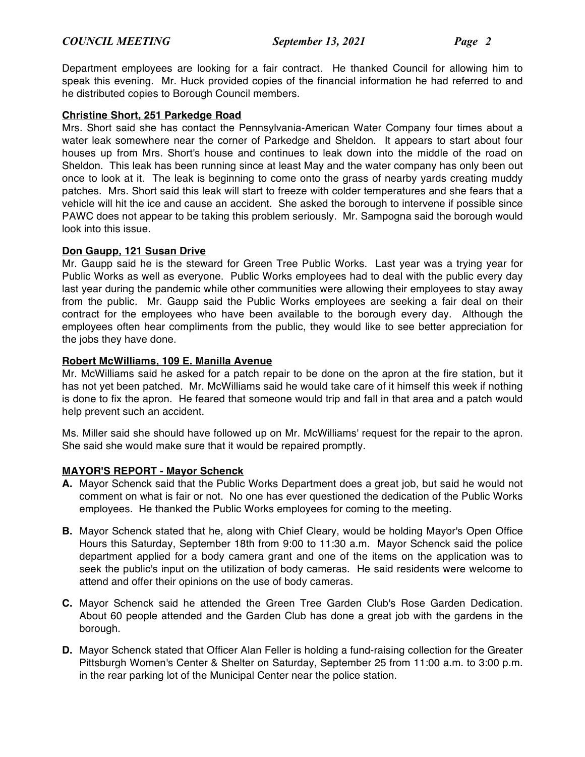Department employees are looking for a fair contract. He thanked Council for allowing him to speak this evening. Mr. Huck provided copies of the financial information he had referred to and he distributed copies to Borough Council members.

**Christine Short, 251 Parkedge Road**

Mrs. Short said she has contact the Pennsylvania-American Water Company four times about a water leak somewhere near the corner of Parkedge and Sheldon. It appears to start about four houses up from Mrs. Short's house and continues to leak down into the middle of the road on Sheldon. This leak has been running since at least May and the water company has only been out once to look at it. The leak is beginning to come onto the grass of nearby yards creating muddy patches. Mrs. Short said this leak will start to freeze with colder temperatures and she fears that a vehicle will hit the ice and cause an accident. She asked the borough to intervene if possible since PAWC does not appear to be taking this problem seriously. Mr. Sampogna said the borough would look into this issue.

**Don Gaupp, 121 Susan Drive**

Mr. Gaupp said he is the steward for Green Tree Public Works. Last year was a trying year for Public Works as well as everyone. Public Works employees had to deal with the public every day last year during the pandemic while other communities were allowing their employees to stay away from the public. Mr. Gaupp said the Public Works employees are seeking a fair deal on their contract for the employees who have been available to the borough every day. Although the employees often hear compliments from the public, they would like to see better appreciation for the jobs they have done.

**Robert McWilliams, 109 E. Manilla Avenue**

Mr. McWilliams said he asked for a patch repair to be done on the apron at the fire station, but it has not yet been patched. Mr. McWilliams said he would take care of it himself this week if nothing is done to fix the apron. He feared that someone would trip and fall in that area and a patch would help prevent such an accident.

Ms. Miller said she should have followed up on Mr. McWilliams' request for the repair to the apron. She said she would make sure that it would be repaired promptly.

**MAYOR'S REPORT - Mayor Schenck**

**A.** Mayor Schenck said that the Public Works Department does a great job, but said he would not comment on what is fair or not. No one has ever questioned the dedication of the Public Works employees. He thanked the Public Works employees for coming to the meeting.

**B.** Mayor Schenck stated that he, along with Chief Cleary, would be holding Mayor's Open Office Hours this Saturday, September 18th from 9:00 to 11:30 a.m. Mayor Schenck said the police department applied for a body camera grant and one of the items on the application was to seek the public's input on the utilization of body cameras. He said residents were welcome to attend and offer their opinions on the use of body cameras.

**C.** Mayor Schenck said he attended the Green Tree Garden Club's Rose Garden Dedication. About 60 people attended and the Garden Club has done a great job with the gardens in the borough.

**D.** Mayor Schenck stated that Officer Alan Feller is holding a fund-raising collection for the Greater Pittsburgh Women's Center & Shelter on Saturday, September 25 from 11:00 a.m. to 3:00 p.m. in the rear parking lot of the Municipal Center near the police station.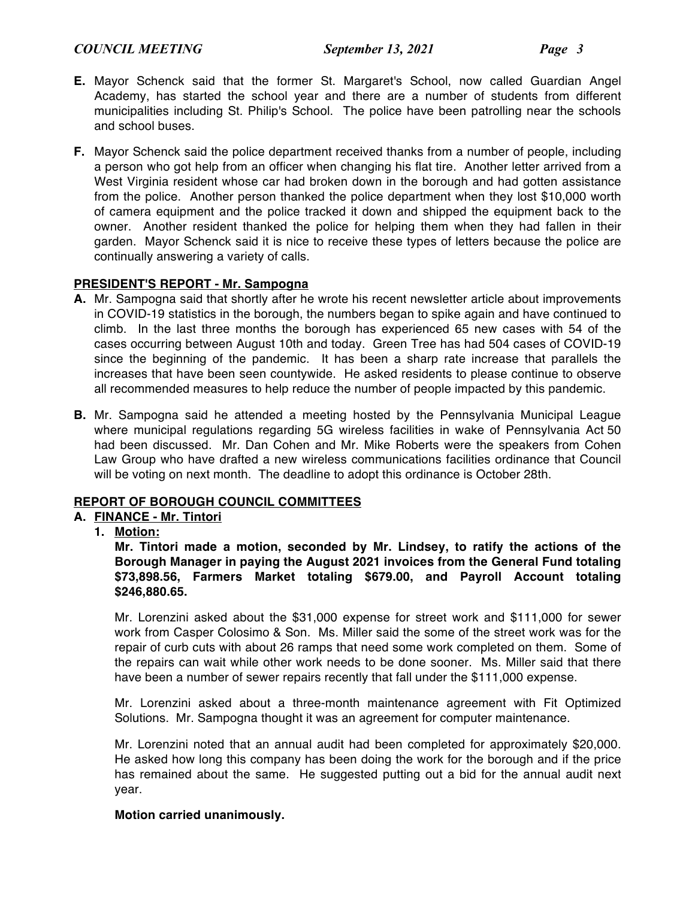**E.** Mayor Schenck said that the former St. Margaret's School, now called Guardian Angel Academy, has started the school year and there are a number of students from different municipalities including St. Philip's School. The police have been patrolling near the schools and school buses.

**F.** Mayor Schenck said the police department received thanks from a number of people, including a person who got help from an officer when changing his flat tire. Another letter arrived from a West Virginia resident whose car had broken down in the borough and had gotten assistance from the police. Another person thanked the police department when they lost $10,000 worth of camera equipment and the police tracked it down and shipped the equipment back to the owner. Another resident thanked the police for helping them when they had fallen in their garden. Mayor Schenck said it is nice to receive these types of letters because the police are continually answering a variety of calls.

**PRESIDENT'S REPORT - Mr. Sampogna**

**A.** Mr. Sampogna said that shortly after he wrote his recent newsletter article about improvements in COVID-19 statistics in the borough, the numbers began to spike again and have continued to climb. In the last three months the borough has experienced 65 new cases with 54 of the cases occurring between August 10th and today. Green Tree has had 504 cases of COVID-19 since the beginning of the pandemic. It has been a sharp rate increase that parallels the increases that have been seen countywide. He asked residents to please continue to observe all recommended measures to help reduce the number of people impacted by this pandemic.

**B.** Mr. Sampogna said he attended a meeting hosted by the Pennsylvania Municipal League where municipal regulations regarding 5G wireless facilities in wake of Pennsylvania Act 50 had been discussed. Mr. Dan Cohen and Mr. Mike Roberts were the speakers from Cohen Law Group who have drafted a new wireless communications facilities ordinance that Council will be voting on next month. The deadline to adopt this ordinance is October 28th.

**REPORT OF BOROUGH COUNCIL COMMITTEES**

**A. FINANCE - Mr. Tintori**

1. **Motion:**

   **Mr. Tintori made a motion, seconded by Mr. Lindsey, to ratify the actions of the Borough Manager in paying the August 2021 invoices from the General Fund totaling $73,898.56, Farmers Market totaling $679.00, and Payroll Account totaling $246,880.65.**

   Mr. Lorenzini asked about the $31,000 expense for street work and $111,000 for sewer work from Casper Colosimo & Son. Ms. Miller said the some of the street work was for the repair of curb cuts with about 26 ramps that need some work completed on them. Some of the repairs can wait while other work needs to be done sooner. Ms. Miller said that there have been a number of sewer repairs recently that fall under the $111,000 expense.

   Mr. Lorenzini asked about a three-month maintenance agreement with Fit Optimized Solutions. Mr. Sampogna thought it was an agreement for computer maintenance.

   Mr. Lorenzini noted that an annual audit had been completed for approximately $20,000. He asked how long this company has been doing the work for the borough and if the price has remained about the same. He suggested putting out a bid for the annual audit next year.

   **Motion carried unanimously.**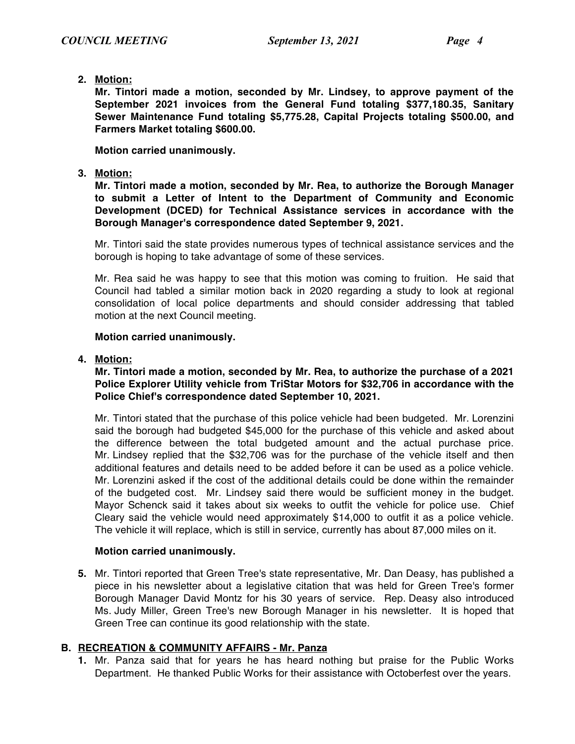2. **Motion:**

   **Mr. Tintori made a motion, seconded by Mr. Lindsey, to approve payment of the September 2021 invoices from the General Fund totaling $377,180.35, Sanitary Sewer Maintenance Fund totaling $5,775.28, Capital Projects totaling $500.00, and Farmers Market totaling $600.00.**

   **Motion carried unanimously.**

3. **Motion:**

   **Mr. Tintori made a motion, seconded by Mr. Rea, to authorize the Borough Manager to submit a Letter of Intent to the Department of Community and Economic Development (DCED) for Technical Assistance services in accordance with the Borough Manager's correspondence dated September 9, 2021.**

   Mr. Tintori said the state provides numerous types of technical assistance services and the borough is hoping to take advantage of some of these services.

   Mr. Rea said he was happy to see that this motion was coming to fruition. He said that Council had tabled a similar motion back in 2020 regarding a study to look at regional consolidation of local police departments and should consider addressing that tabled motion at the next Council meeting.

   **Motion carried unanimously.**

4. **Motion:**

   **Mr. Tintori made a motion, seconded by Mr. Rea, to authorize the purchase of a 2021 Police Explorer Utility vehicle from TriStar Motors for $32,706 in accordance with the Police Chief's correspondence dated September 10, 2021.**

   Mr. Tintori stated that the purchase of this police vehicle had been budgeted. Mr. Lorenzini said the borough had budgeted $45,000 for the purchase of this vehicle and asked about the difference between the total budgeted amount and the actual purchase price. Mr. Lindsey replied that the $32,706 was for the purchase of the vehicle itself and then additional features and details need to be added before it can be used as a police vehicle. Mr. Lorenzini asked if the cost of the additional details could be done within the remainder of the budgeted cost. Mr. Lindsey said there would be sufficient money in the budget. Mayor Schenck said it takes about six weeks to outfit the vehicle for police use. Chief Cleary said the vehicle would need approximately $14,000 to outfit it as a police vehicle. The vehicle it will replace, which is still in service, currently has about 87,000 miles on it.

   **Motion carried unanimously.**

5. Mr. Tintori reported that Green Tree's state representative, Mr. Dan Deasy, has published a piece in his newsletter about a legislative citation that was held for Green Tree's former Borough Manager David Montz for his 30 years of service. Rep. Deasy also introduced Ms. Judy Miller, Green Tree's new Borough Manager in his newsletter. It is hoped that Green Tree can continue its good relationship with the state.

## B. RECREATION & COMMUNITY AFFAIRS - Mr. Panza

1. Mr. Panza said that for years he has heard nothing but praise for the Public Works Department. He thanked Public Works for their assistance with Octoberfest over the years.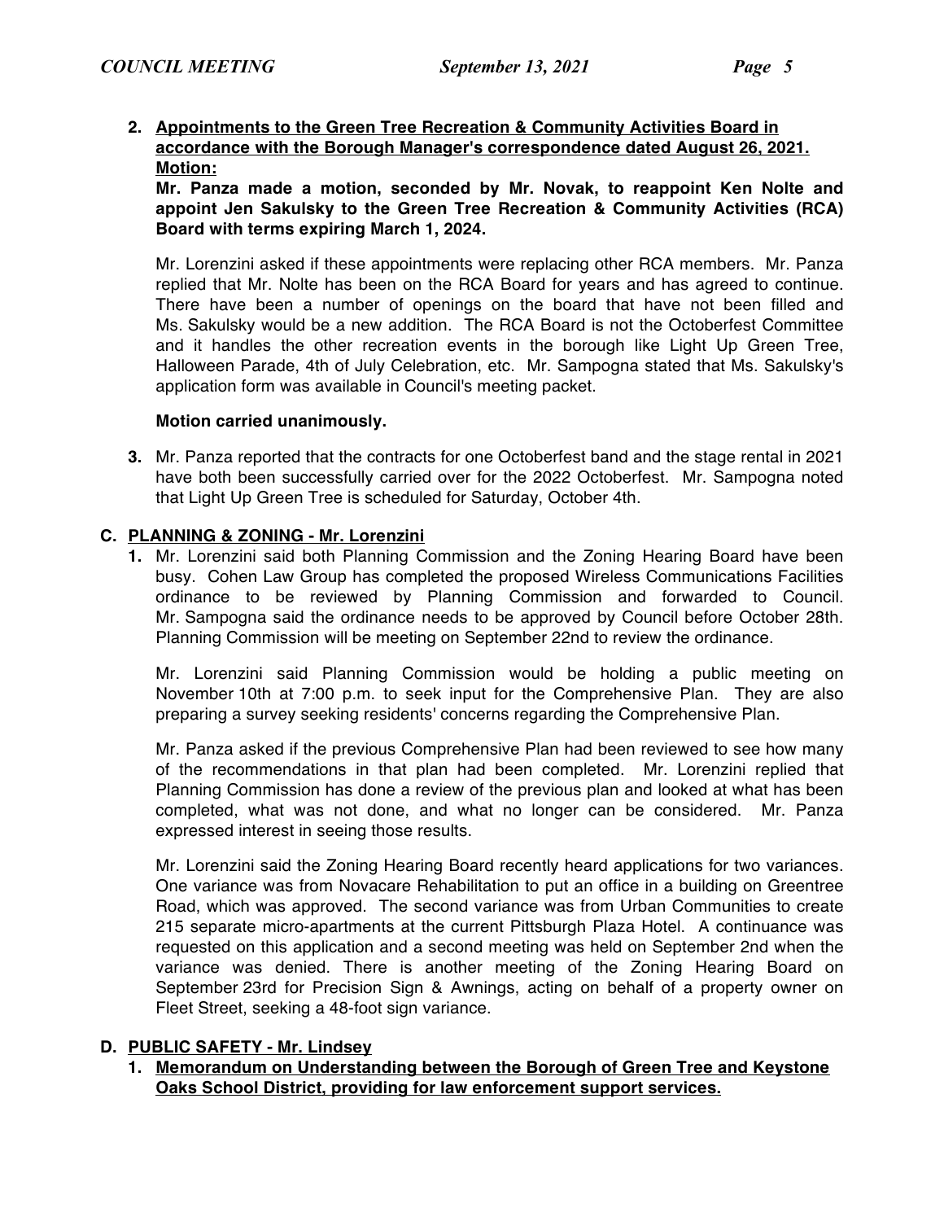**2. Appointments to the Green Tree Recreation & Community Activities Board in accordance with the Borough Manager's correspondence dated August 26, 2021. Motion:**

**Mr. Panza made a motion, seconded by Mr. Novak, to reappoint Ken Nolte and appoint Jen Sakulsky to the Green Tree Recreation & Community Activities (RCA) Board with terms expiring March 1, 2024.**

Mr. Lorenzini asked if these appointments were replacing other RCA members. Mr. Panza replied that Mr. Nolte has been on the RCA Board for years and has agreed to continue. There have been a number of openings on the board that have not been filled and Ms. Sakulsky would be a new addition. The RCA Board is not the Octoberfest Committee and it handles the other recreation events in the borough like Light Up Green Tree, Halloween Parade, 4th of July Celebration, etc. Mr. Sampogna stated that Ms. Sakulsky's application form was available in Council's meeting packet.

**Motion carried unanimously.**

**3.** Mr. Panza reported that the contracts for one Octoberfest band and the stage rental in 2021 have both been successfully carried over for the 2022 Octoberfest. Mr. Sampogna noted that Light Up Green Tree is scheduled for Saturday, October 4th.

## C. PLANNING & ZONING - Mr. Lorenzini

**1.** Mr. Lorenzini said both Planning Commission and the Zoning Hearing Board have been busy. Cohen Law Group has completed the proposed Wireless Communications Facilities ordinance to be reviewed by Planning Commission and forwarded to Council. Mr. Sampogna said the ordinance needs to be approved by Council before October 28th. Planning Commission will be meeting on September 22nd to review the ordinance.

Mr. Lorenzini said Planning Commission would be holding a public meeting on November 10th at 7:00 p.m. to seek input for the Comprehensive Plan. They are also preparing a survey seeking residents' concerns regarding the Comprehensive Plan.

Mr. Panza asked if the previous Comprehensive Plan had been reviewed to see how many of the recommendations in that plan had been completed. Mr. Lorenzini replied that Planning Commission has done a review of the previous plan and looked at what has been completed, what was not done, and what no longer can be considered. Mr. Panza expressed interest in seeing those results.

Mr. Lorenzini said the Zoning Hearing Board recently heard applications for two variances. One variance was from Novacare Rehabilitation to put an office in a building on Greentree Road, which was approved. The second variance was from Urban Communities to create 215 separate micro-apartments at the current Pittsburgh Plaza Hotel. A continuance was requested on this application and a second meeting was held on September 2nd when the variance was denied. There is another meeting of the Zoning Hearing Board on September 23rd for Precision Sign & Awnings, acting on behalf of a property owner on Fleet Street, seeking a 48-foot sign variance.

## D. PUBLIC SAFETY - Mr. Lindsey

**1. Memorandum on Understanding between the Borough of Green Tree and Keystone Oaks School District, providing for law enforcement support services.**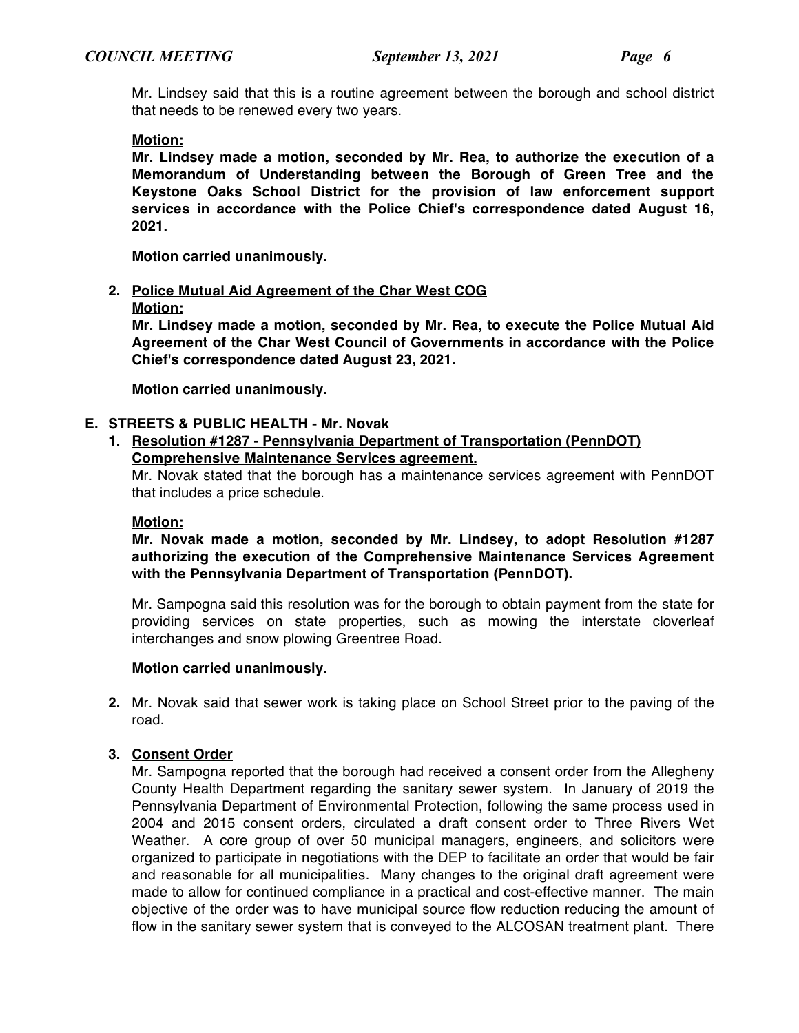Mr. Lindsey said that this is a routine agreement between the borough and school district that needs to be renewed every two years.

**Motion:**

**Mr. Lindsey made a motion, seconded by Mr. Rea, to authorize the execution of a Memorandum of Understanding between the Borough of Green Tree and the Keystone Oaks School District for the provision of law enforcement support services in accordance with the Police Chief's correspondence dated August 16, 2021.**

**Motion carried unanimously.**

**2. Police Mutual Aid Agreement of the Char West COG**

**Motion:**

**Mr. Lindsey made a motion, seconded by Mr. Rea, to execute the Police Mutual Aid Agreement of the Char West Council of Governments in accordance with the Police Chief's correspondence dated August 23, 2021.**

**Motion carried unanimously.**

### E. STREETS & PUBLIC HEALTH - Mr. Novak

**1. Resolution #1287 - Pennsylvania Department of Transportation (PennDOT) Comprehensive Maintenance Services agreement.**

Mr. Novak stated that the borough has a maintenance services agreement with PennDOT that includes a price schedule.

**Motion:**

**Mr. Novak made a motion, seconded by Mr. Lindsey, to adopt Resolution #1287 authorizing the execution of the Comprehensive Maintenance Services Agreement with the Pennsylvania Department of Transportation (PennDOT).**

Mr. Sampogna said this resolution was for the borough to obtain payment from the state for providing services on state properties, such as mowing the interstate cloverleaf interchanges and snow plowing Greentree Road.

**Motion carried unanimously.**

**2.** Mr. Novak said that sewer work is taking place on School Street prior to the paving of the road.

**3. Consent Order**

Mr. Sampogna reported that the borough had received a consent order from the Allegheny County Health Department regarding the sanitary sewer system. In January of 2019 the Pennsylvania Department of Environmental Protection, following the same process used in 2004 and 2015 consent orders, circulated a draft consent order to Three Rivers Wet Weather. A core group of over 50 municipal managers, engineers, and solicitors were organized to participate in negotiations with the DEP to facilitate an order that would be fair and reasonable for all municipalities. Many changes to the original draft agreement were made to allow for continued compliance in a practical and cost-effective manner. The main objective of the order was to have municipal source flow reduction reducing the amount of flow in the sanitary sewer system that is conveyed to the ALCOSAN treatment plant. There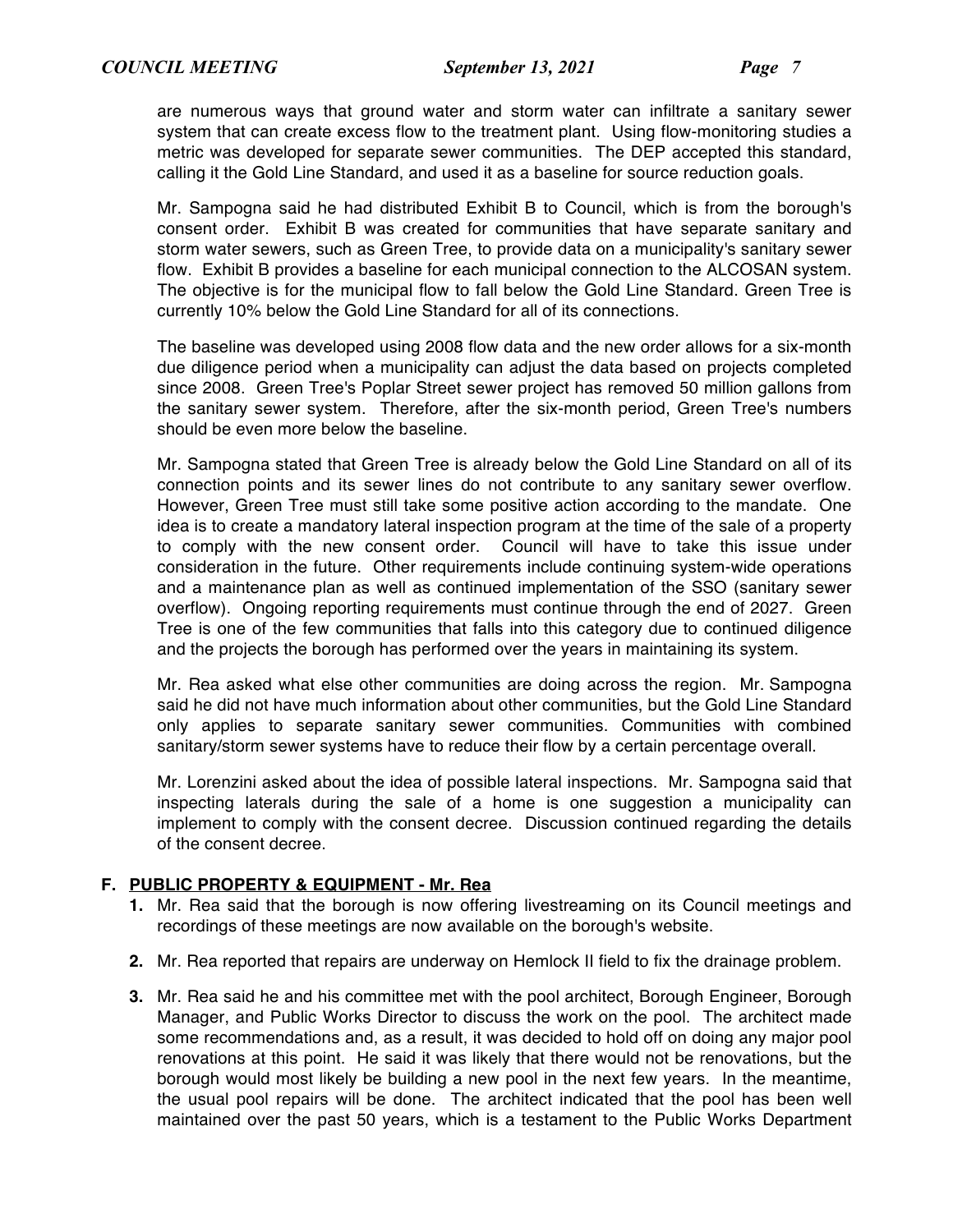are numerous ways that ground water and storm water can infiltrate a sanitary sewer system that can create excess flow to the treatment plant. Using flow-monitoring studies a metric was developed for separate sewer communities. The DEP accepted this standard, calling it the Gold Line Standard, and used it as a baseline for source reduction goals.

Mr. Sampogna said he had distributed Exhibit B to Council, which is from the borough's consent order. Exhibit B was created for communities that have separate sanitary and storm water sewers, such as Green Tree, to provide data on a municipality's sanitary sewer flow. Exhibit B provides a baseline for each municipal connection to the ALCOSAN system. The objective is for the municipal flow to fall below the Gold Line Standard. Green Tree is currently 10% below the Gold Line Standard for all of its connections.

The baseline was developed using 2008 flow data and the new order allows for a six-month due diligence period when a municipality can adjust the data based on projects completed since 2008. Green Tree's Poplar Street sewer project has removed 50 million gallons from the sanitary sewer system. Therefore, after the six-month period, Green Tree's numbers should be even more below the baseline.

Mr. Sampogna stated that Green Tree is already below the Gold Line Standard on all of its connection points and its sewer lines do not contribute to any sanitary sewer overflow. However, Green Tree must still take some positive action according to the mandate. One idea is to create a mandatory lateral inspection program at the time of the sale of a property to comply with the new consent order. Council will have to take this issue under consideration in the future. Other requirements include continuing system-wide operations and a maintenance plan as well as continued implementation of the SSO (sanitary sewer overflow). Ongoing reporting requirements must continue through the end of 2027. Green Tree is one of the few communities that falls into this category due to continued diligence and the projects the borough has performed over the years in maintaining its system.

Mr. Rea asked what else other communities are doing across the region. Mr. Sampogna said he did not have much information about other communities, but the Gold Line Standard only applies to separate sanitary sewer communities. Communities with combined sanitary/storm sewer systems have to reduce their flow by a certain percentage overall.

Mr. Lorenzini asked about the idea of possible lateral inspections. Mr. Sampogna said that inspecting laterals during the sale of a home is one suggestion a municipality can implement to comply with the consent decree. Discussion continued regarding the details of the consent decree.

**F. PUBLIC PROPERTY & EQUIPMENT - Mr. Rea**

1. Mr. Rea said that the borough is now offering livestreaming on its Council meetings and recordings of these meetings are now available on the borough's website.

2. Mr. Rea reported that repairs are underway on Hemlock II field to fix the drainage problem.

3. Mr. Rea said he and his committee met with the pool architect, Borough Engineer, Borough Manager, and Public Works Director to discuss the work on the pool. The architect made some recommendations and, as a result, it was decided to hold off on doing any major pool renovations at this point. He said it was likely that there would not be renovations, but the borough would most likely be building a new pool in the next few years. In the meantime, the usual pool repairs will be done. The architect indicated that the pool has been well maintained over the past 50 years, which is a testament to the Public Works Department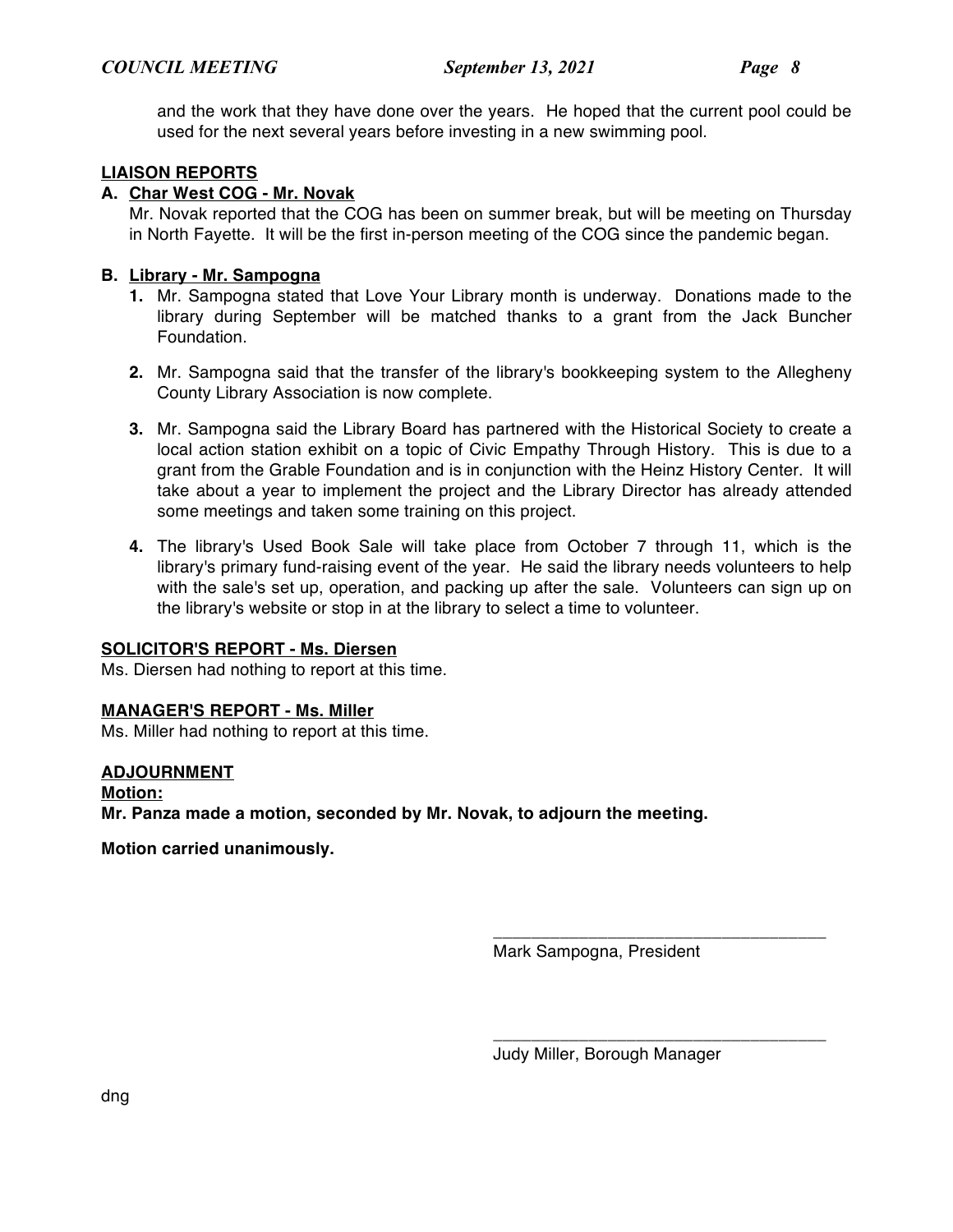and the work that they have done over the years. He hoped that the current pool could be used for the next several years before investing in a new swimming pool.

**LIAISON REPORTS**

**A. Char West COG - Mr. Novak**

Mr. Novak reported that the COG has been on summer break, but will be meeting on Thursday in North Fayette. It will be the first in-person meeting of the COG since the pandemic began.

**B. Library - Mr. Sampogna**

1. Mr. Sampogna stated that Love Your Library month is underway. Donations made to the library during September will be matched thanks to a grant from the Jack Buncher Foundation.

2. Mr. Sampogna said that the transfer of the library's bookkeeping system to the Allegheny County Library Association is now complete.

3. Mr. Sampogna said the Library Board has partnered with the Historical Society to create a local action station exhibit on a topic of Civic Empathy Through History. This is due to a grant from the Grable Foundation and is in conjunction with the Heinz History Center. It will take about a year to implement the project and the Library Director has already attended some meetings and taken some training on this project.

4. The library's Used Book Sale will take place from October 7 through 11, which is the library's primary fund-raising event of the year. He said the library needs volunteers to help with the sale's set up, operation, and packing up after the sale. Volunteers can sign up on the library's website or stop in at the library to select a time to volunteer.

**SOLICITOR'S REPORT - Ms. Diersen**

Ms. Diersen had nothing to report at this time.

**MANAGER'S REPORT - Ms. Miller**

Ms. Miller had nothing to report at this time.

**ADJOURNMENT**

**Motion:**

**Mr. Panza made a motion, seconded by Mr. Novak, to adjourn the meeting.**

**Motion carried unanimously.**

\_\_\_\_\_\_\_\_\_\_\_\_\_\_\_\_\_\_\_\_\_\_\_\_\_\_\_\_\_\_\_\_\_\_\_\_

Mark Sampogna, President

\_\_\_\_\_\_\_\_\_\_\_\_\_\_\_\_\_\_\_\_\_\_\_\_\_\_\_\_\_\_\_\_\_\_\_\_

Judy Miller, Borough Manager

dng